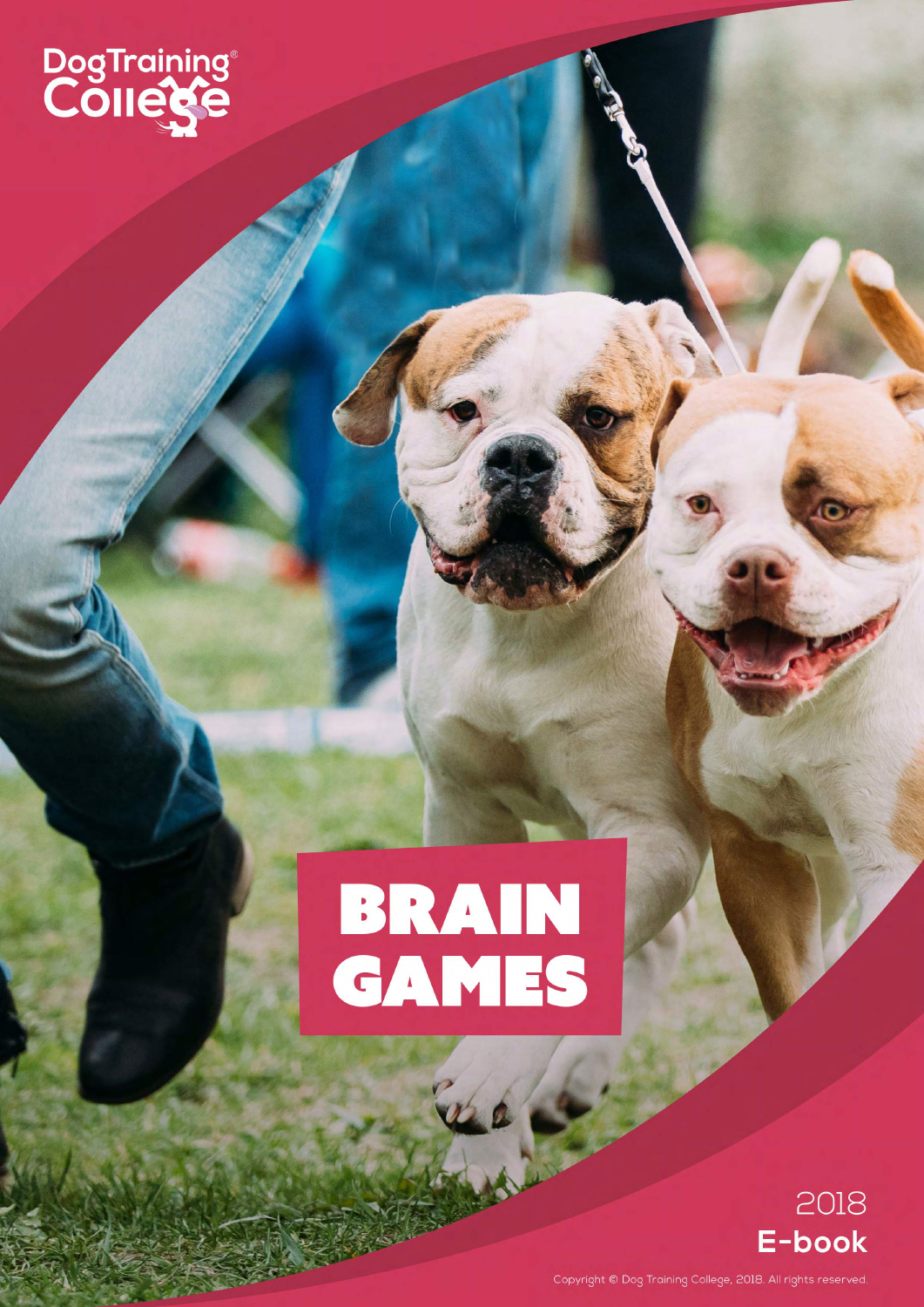DogTraining College

# BRAIN GAMES

2018

**E-book**

Copyright © Dog Training College, 2018. All rights reserved.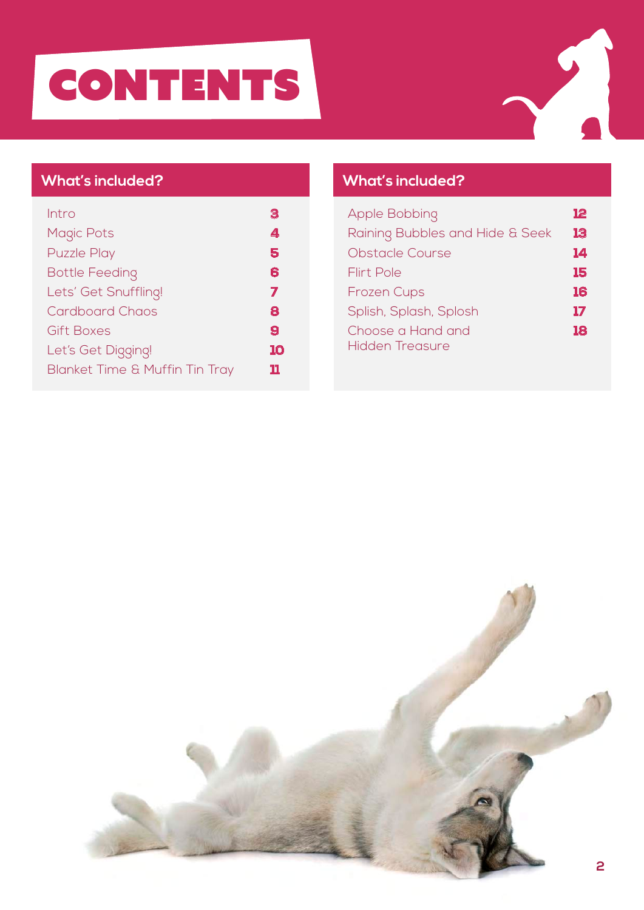# CONTENTS

## What's included?

| | |
|---|---|
| Intro | 3 |
| Magic Pots | 4 |
| Puzzle Play | 5 |
| Bottle Feeding | 6 |
| Lets' Get Snuffling! | 7 |
| Cardboard Chaos | 8 |
| Gift Boxes | 9 |
| Let's Get Digging! | 10 |
| Blanket Time & Muffin Tin Tray | 11 |

## What's included?

| | |
|---|---|
| Apple Bobbing | 12 |
| Raining Bubbles and Hide & Seek | 13 |
| Obstacle Course | 14 |
| Flirt Pole | 15 |
| Frozen Cups | 16 |
| Splish, Splash, Splosh | 17 |
| Choose a Hand and Hidden Treasure | 18 |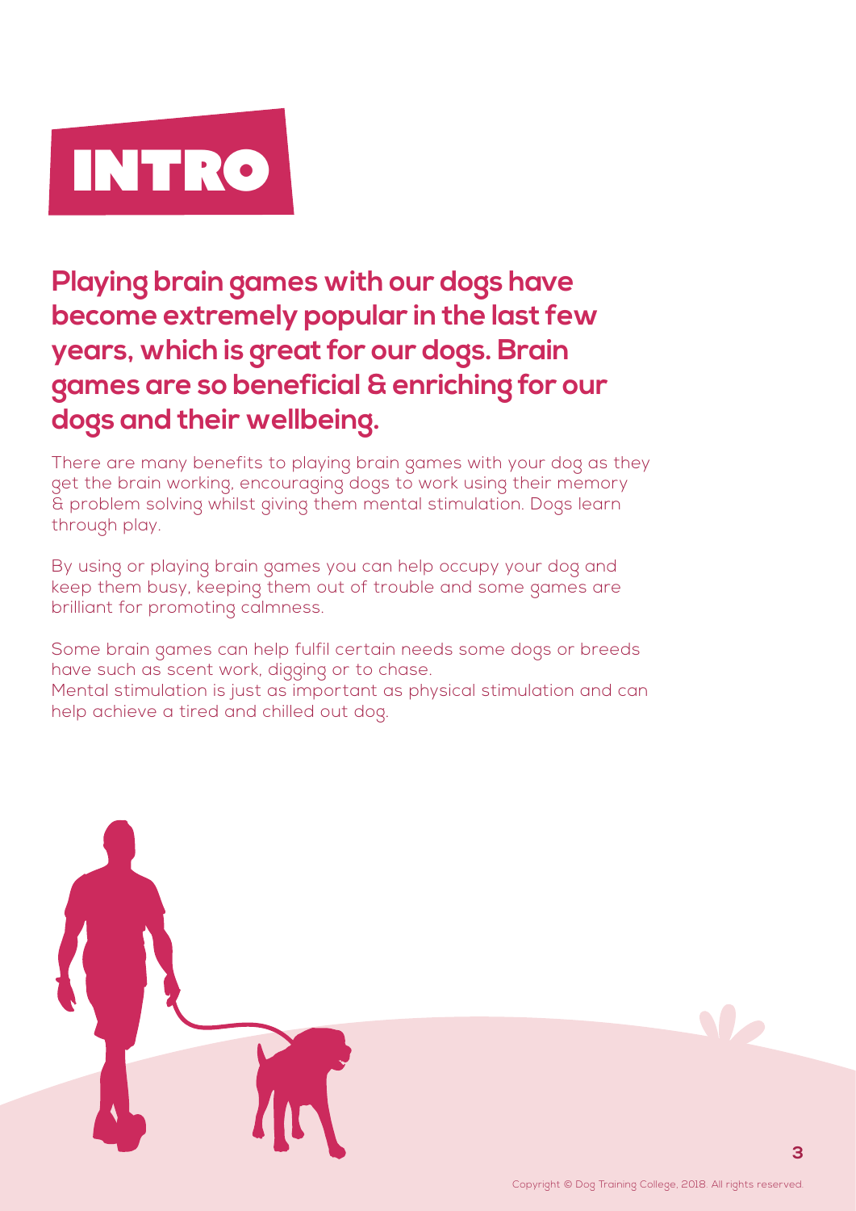# INTRO

**Playing brain games with our dogs have become extremely popular in the last few years, which is great for our dogs. Brain games are so beneficial & enriching for our dogs and their wellbeing.**

There are many benefits to playing brain games with your dog as they get the brain working, encouraging dogs to work using their memory & problem solving whilst giving them mental stimulation. Dogs learn through play.

By using or playing brain games you can help occupy your dog and keep them busy, keeping them out of trouble and some games are brilliant for promoting calmness.

Some brain games can help fulfil certain needs some dogs or breeds have such as scent work, digging or to chase.
Mental stimulation is just as important as physical stimulation and can help achieve a tired and chilled out dog.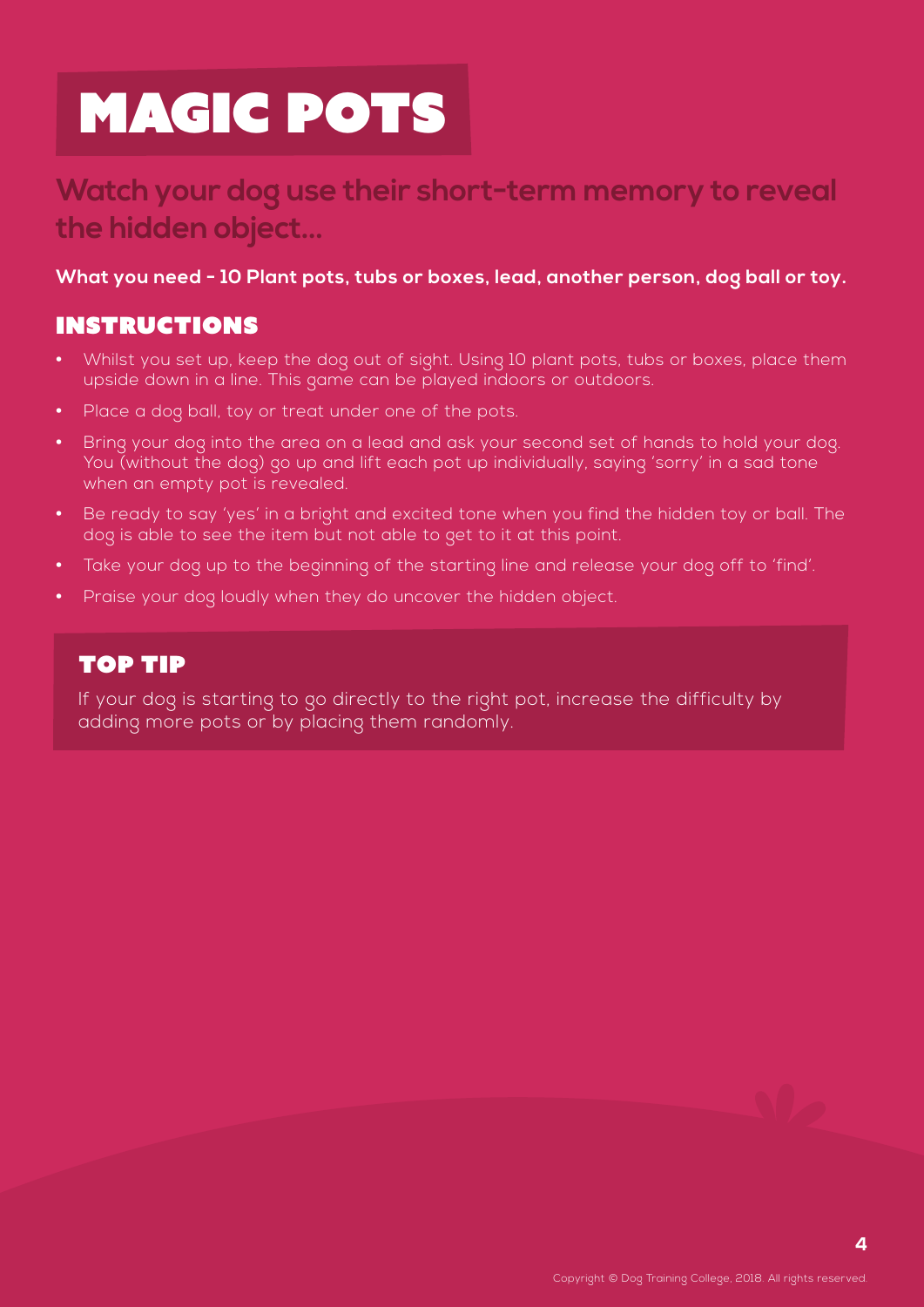# MAGIC POTS

## Watch your dog use their short-term memory to reveal the hidden object...

**What you need - 10 Plant pots, tubs or boxes, lead, another person, dog ball or toy.**

### INSTRUCTIONS

- Whilst you set up, keep the dog out of sight. Using 10 plant pots, tubs or boxes, place them upside down in a line. This game can be played indoors or outdoors.
- Place a dog ball, toy or treat under one of the pots.
- Bring your dog into the area on a lead and ask your second set of hands to hold your dog. You (without the dog) go up and lift each pot up individually, saying 'sorry' in a sad tone when an empty pot is revealed.
- Be ready to say 'yes' in a bright and excited tone when you find the hidden toy or ball. The dog is able to see the item but not able to get to it at this point.
- Take your dog up to the beginning of the starting line and release your dog off to 'find'.
- Praise your dog loudly when they do uncover the hidden object.

### TOP TIP

If your dog is starting to go directly to the right pot, increase the difficulty by adding more pots or by placing them randomly.

Copyright © Dog Training College, 2018. All rights reserved.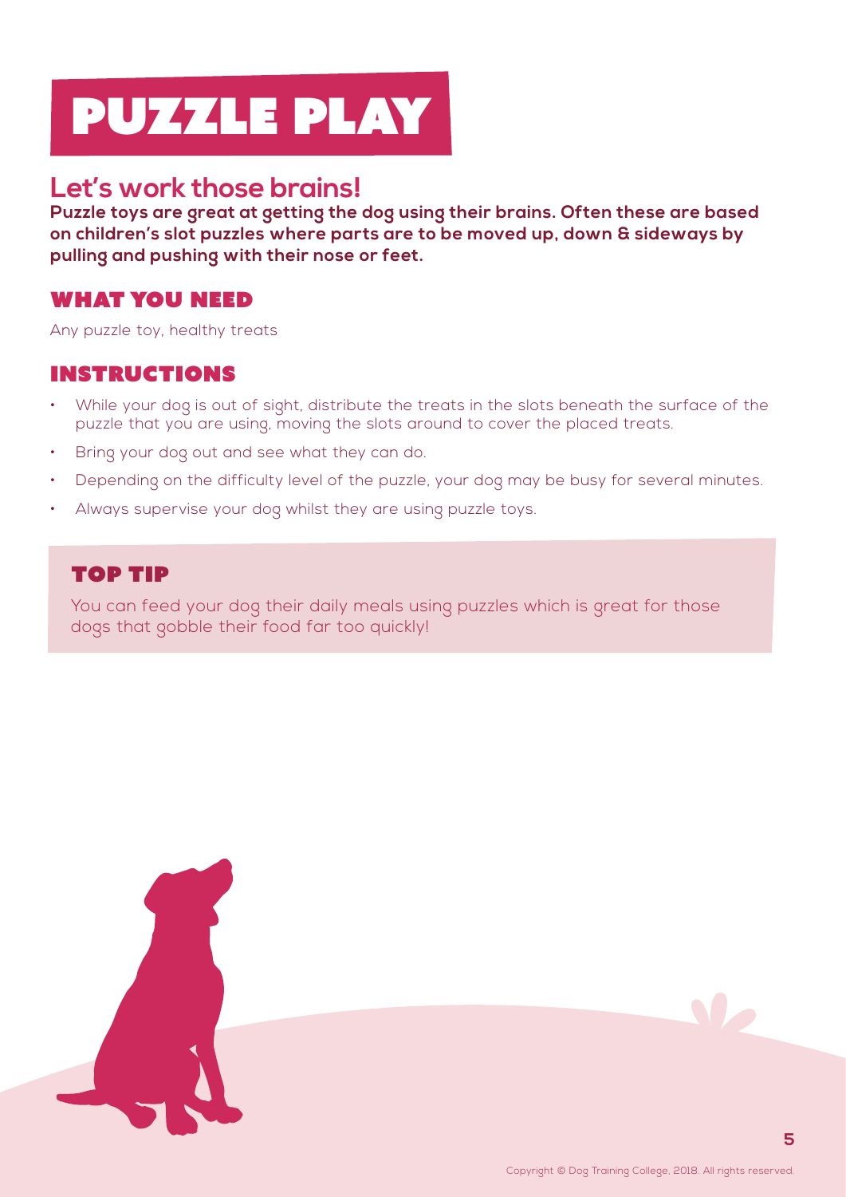# PUZZLE PLAY

## Let's work those brains!

**Puzzle toys are great at getting the dog using their brains. Often these are based on children's slot puzzles where parts are to be moved up, down & sideways by pulling and pushing with their nose or feet.**

### WHAT YOU NEED

Any puzzle toy, healthy treats

### INSTRUCTIONS

- While your dog is out of sight, distribute the treats in the slots beneath the surface of the puzzle that you are using, moving the slots around to cover the placed treats.
- Bring your dog out and see what they can do.
- Depending on the difficulty level of the puzzle, your dog may be busy for several minutes.
- Always supervise your dog whilst they are using puzzle toys.

### TOP TIP

You can feed your dog their daily meals using puzzles which is great for those dogs that gobble their food far too quickly!

Copyright © Dog Training College, 2018. All rights reserved.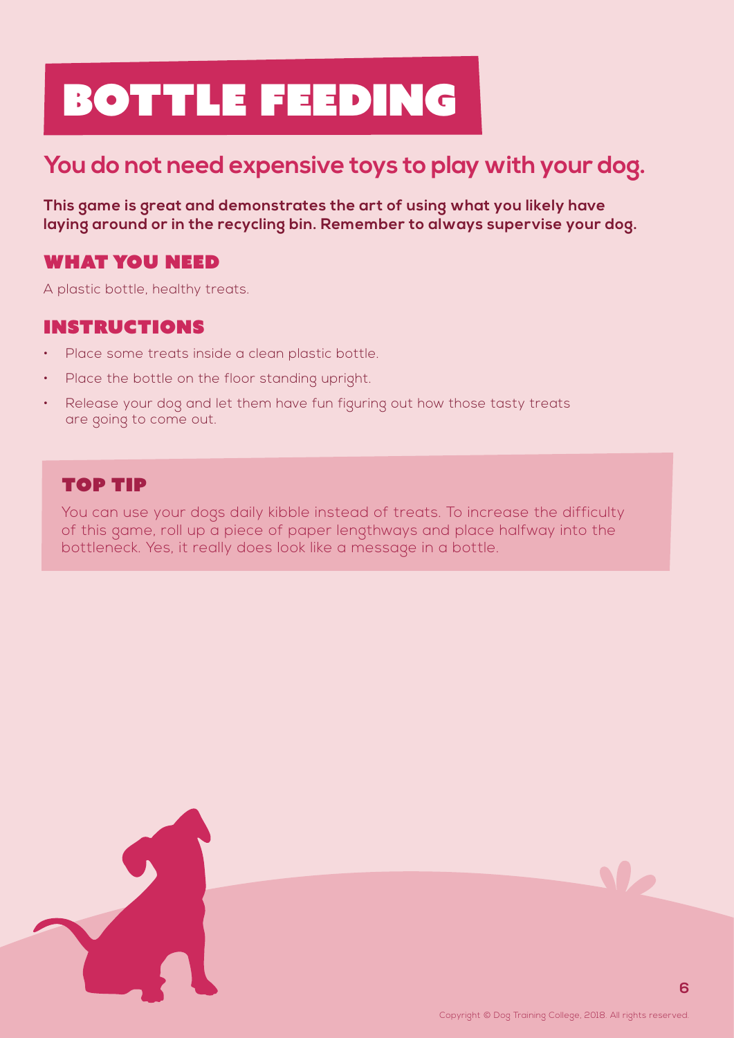# BOTTLE FEEDING

## You do not need expensive toys to play with your dog.

**This game is great and demonstrates the art of using what you likely have laying around or in the recycling bin. Remember to always supervise your dog.**

### WHAT YOU NEED

A plastic bottle, healthy treats.

### INSTRUCTIONS

- Place some treats inside a clean plastic bottle.
- Place the bottle on the floor standing upright.
- Release your dog and let them have fun figuring out how those tasty treats are going to come out.

### TOP TIP

You can use your dogs daily kibble instead of treats. To increase the difficulty of this game, roll up a piece of paper lengthways and place halfway into the bottleneck. Yes, it really does look like a message in a bottle.

Copyright © Dog Training College, 2018. All rights reserved.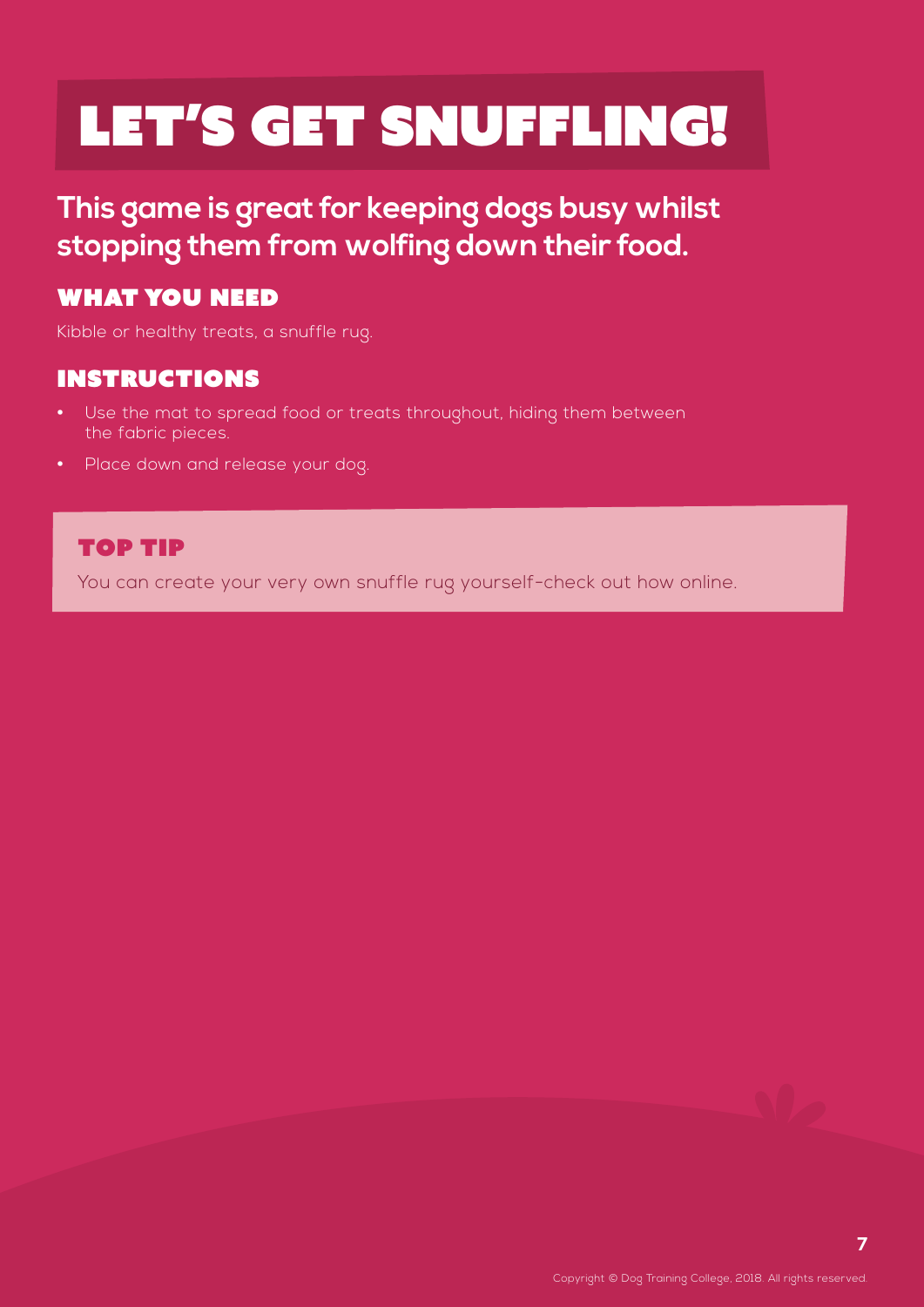# LET'S GET SNUFFLING!

## This game is great for keeping dogs busy whilst stopping them from wolfing down their food.

### WHAT YOU NEED

Kibble or healthy treats, a snuffle rug.

### INSTRUCTIONS

- Use the mat to spread food or treats throughout, hiding them between the fabric pieces.
- Place down and release your dog.

### TOP TIP

You can create your very own snuffle rug yourself-check out how online.

Copyright © Dog Training College, 2018. All rights reserved.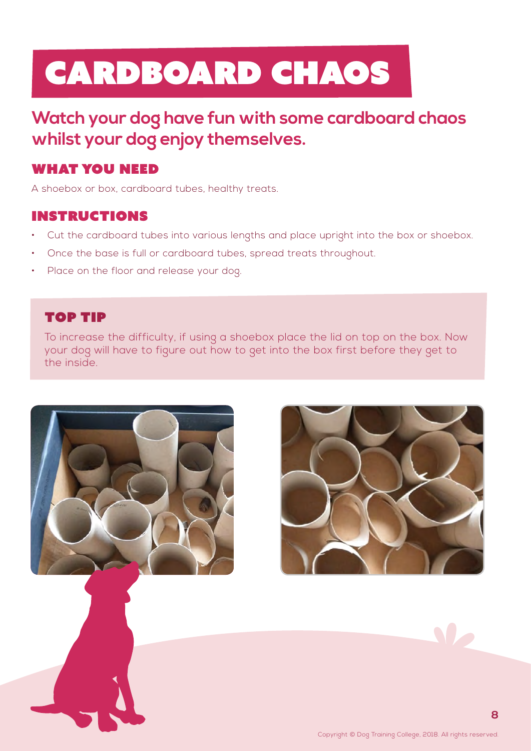# CARDBOARD CHAOS

## Watch your dog have fun with some cardboard chaos whilst your dog enjoy themselves.

### WHAT YOU NEED

A shoebox or box, cardboard tubes, healthy treats.

### INSTRUCTIONS

- Cut the cardboard tubes into various lengths and place upright into the box or shoebox.
- Once the base is full or cardboard tubes, spread treats throughout.
- Place on the floor and release your dog.

### TOP TIP

To increase the difficulty, if using a shoebox place the lid on top on the box. Now your dog will have to figure out how to get into the box first before they get to the inside.

Copyright © Dog Training College, 2018. All rights reserved.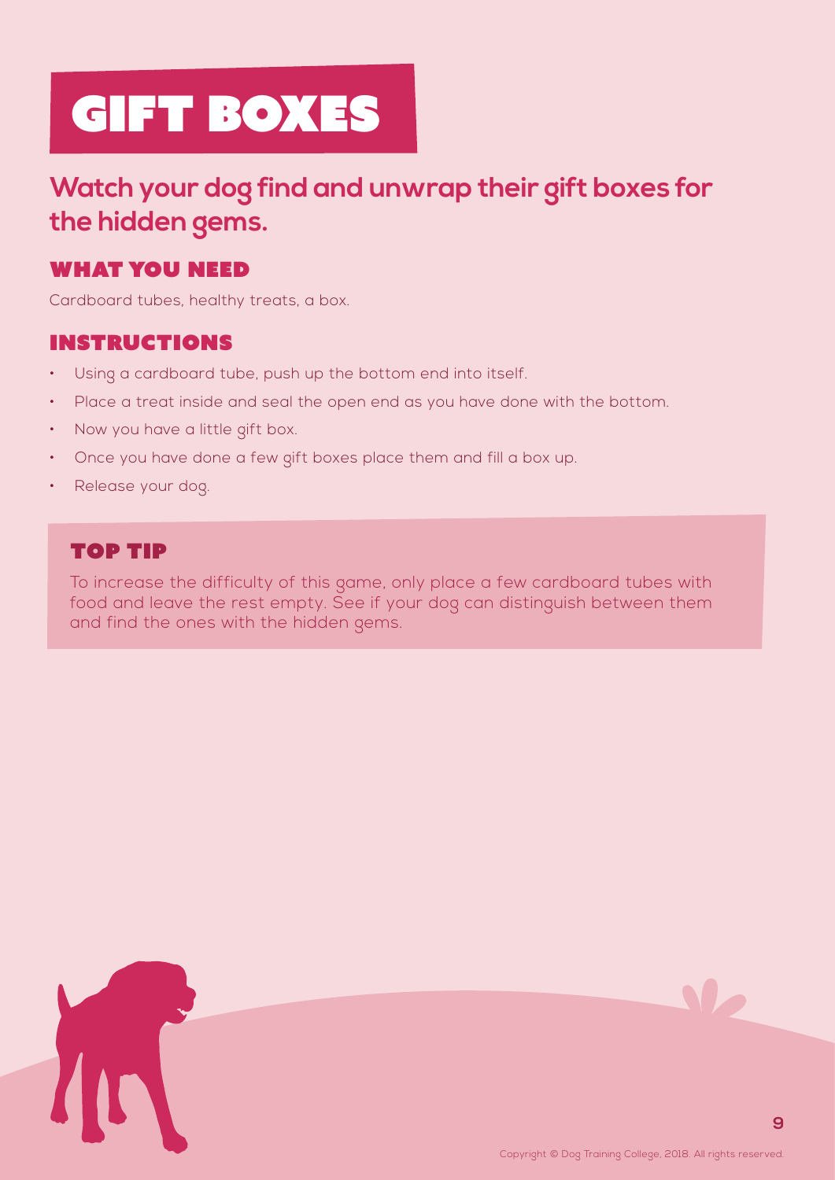# GIFT BOXES

## Watch your dog find and unwrap their gift boxes for the hidden gems.

### WHAT YOU NEED

Cardboard tubes, healthy treats, a box.

### INSTRUCTIONS

- Using a cardboard tube, push up the bottom end into itself.
- Place a treat inside and seal the open end as you have done with the bottom.
- Now you have a little gift box.
- Once you have done a few gift boxes place them and fill a box up.
- Release your dog.

### TOP TIP

To increase the difficulty of this game, only place a few cardboard tubes with food and leave the rest empty. See if your dog can distinguish between them and find the ones with the hidden gems.

Copyright © Dog Training College, 2018. All rights reserved.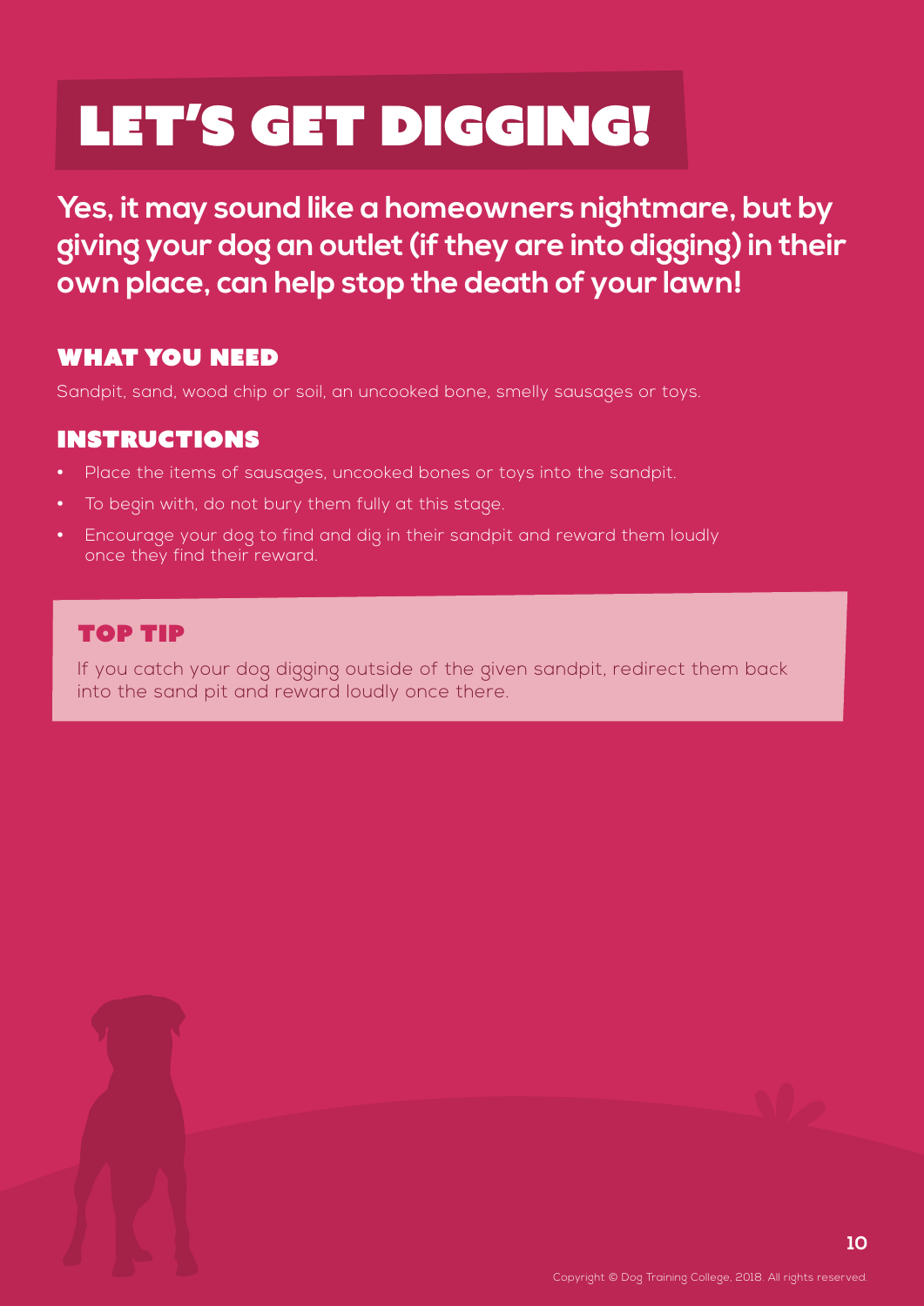# LET'S GET DIGGING!

**Yes, it may sound like a homeowners nightmare, but by giving your dog an outlet (if they are into digging) in their own place, can help stop the death of your lawn!**

## WHAT YOU NEED

Sandpit, sand, wood chip or soil, an uncooked bone, smelly sausages or toys.

## INSTRUCTIONS

- Place the items of sausages, uncooked bones or toys into the sandpit.
- To begin with, do not bury them fully at this stage.
- Encourage your dog to find and dig in their sandpit and reward them loudly once they find their reward.

### TOP TIP

If you catch your dog digging outside of the given sandpit, redirect them back into the sand pit and reward loudly once there.

Copyright © Dog Training College, 2018. All rights reserved.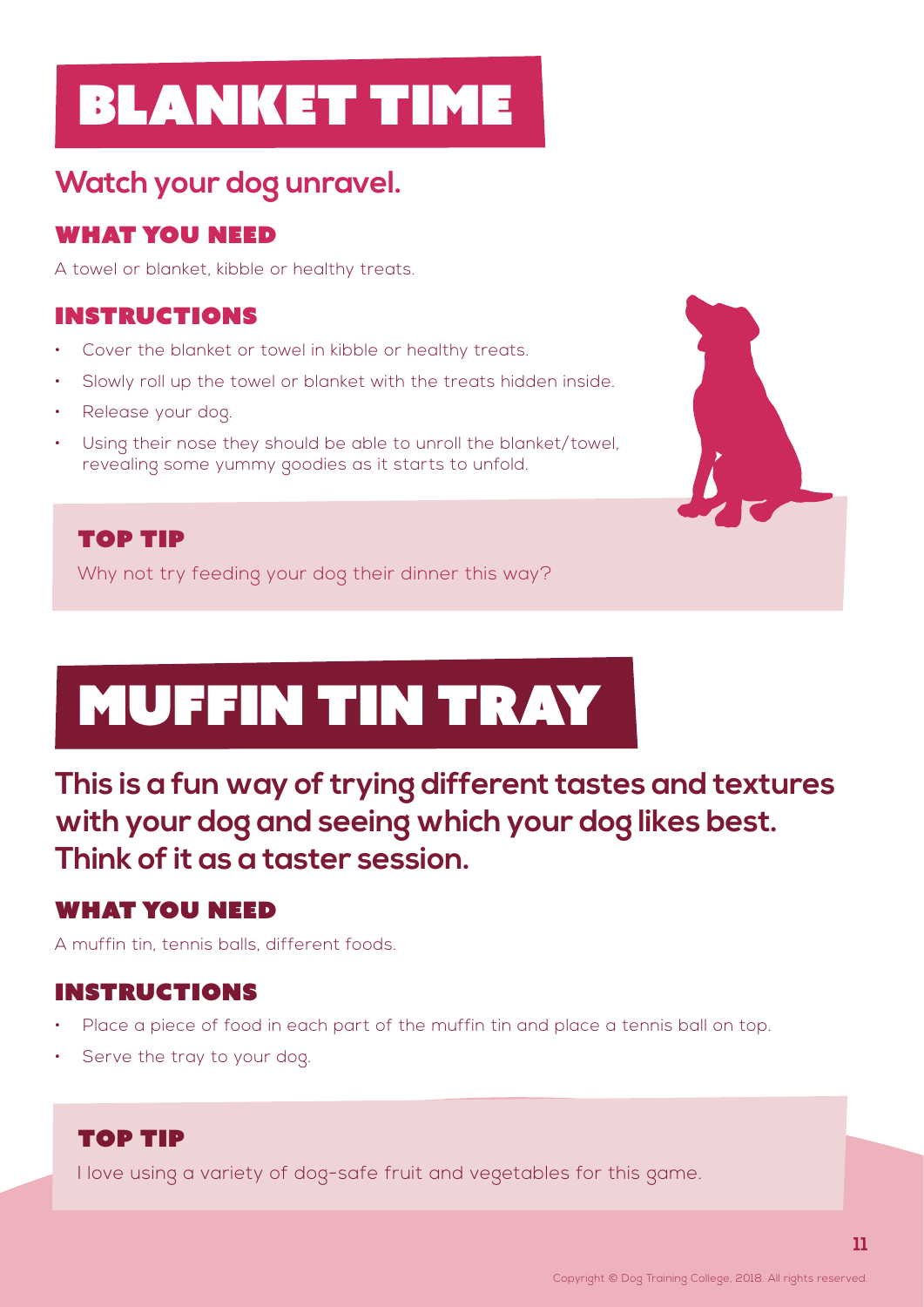# BLANKET TIME

## Watch your dog unravel.

### WHAT YOU NEED

A towel or blanket, kibble or healthy treats.

### INSTRUCTIONS

- Cover the blanket or towel in kibble or healthy treats.
- Slowly roll up the towel or blanket with the treats hidden inside.
- Release your dog.
- Using their nose they should be able to unroll the blanket/towel, revealing some yummy goodies as it starts to unfold.

### TOP TIP

Why not try feeding your dog their dinner this way?

# MUFFIN TIN TRAY

## This is a fun way of trying different tastes and textures with your dog and seeing which your dog likes best. Think of it as a taster session.

### WHAT YOU NEED

A muffin tin, tennis balls, different foods.

### INSTRUCTIONS

- Place a piece of food in each part of the muffin tin and place a tennis ball on top.
- Serve the tray to your dog.

### TOP TIP

I love using a variety of dog-safe fruit and vegetables for this game.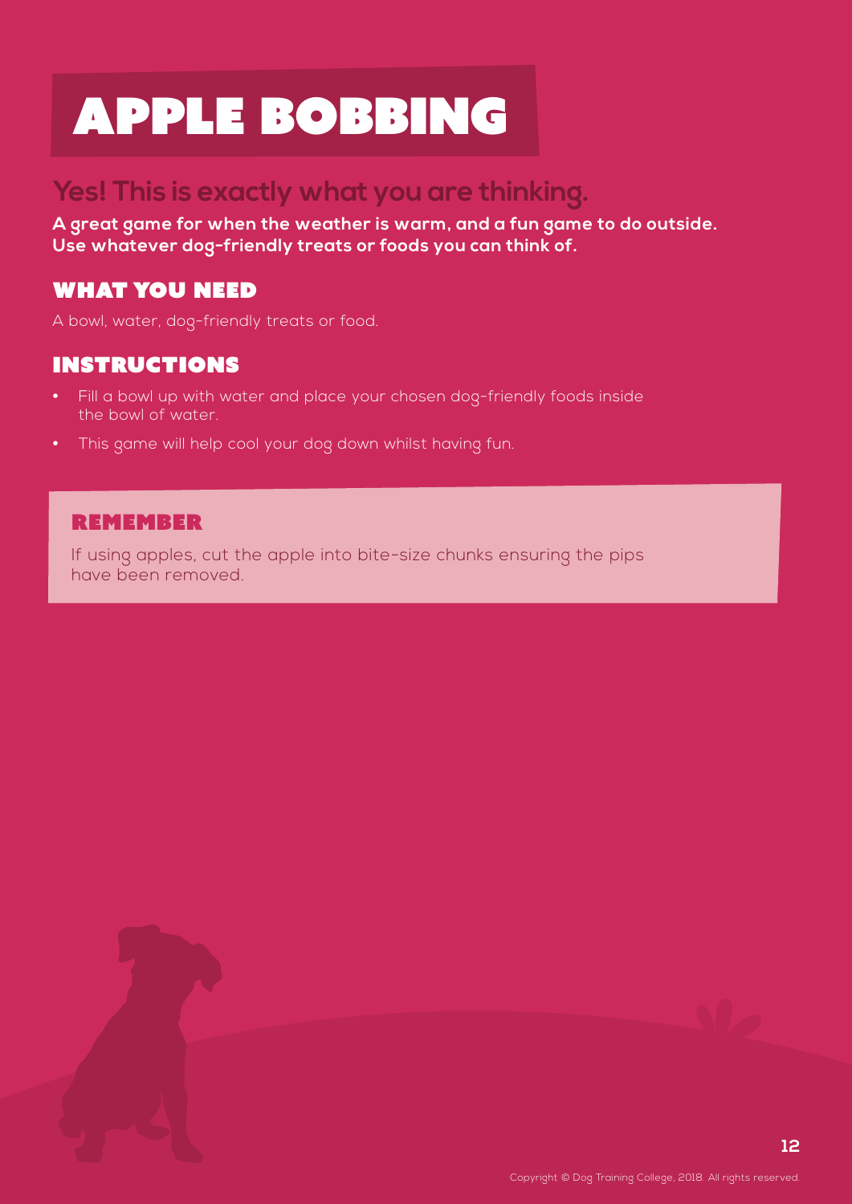# APPLE BOBBING

## Yes! This is exactly what you are thinking.

**A great game for when the weather is warm, and a fun game to do outside. Use whatever dog-friendly treats or foods you can think of.**

### WHAT YOU NEED

A bowl, water, dog-friendly treats or food.

### INSTRUCTIONS

- Fill a bowl up with water and place your chosen dog-friendly foods inside the bowl of water.
- This game will help cool your dog down whilst having fun.

### REMEMBER

If using apples, cut the apple into bite-size chunks ensuring the pips have been removed.

Copyright © Dog Training College, 2018. All rights reserved.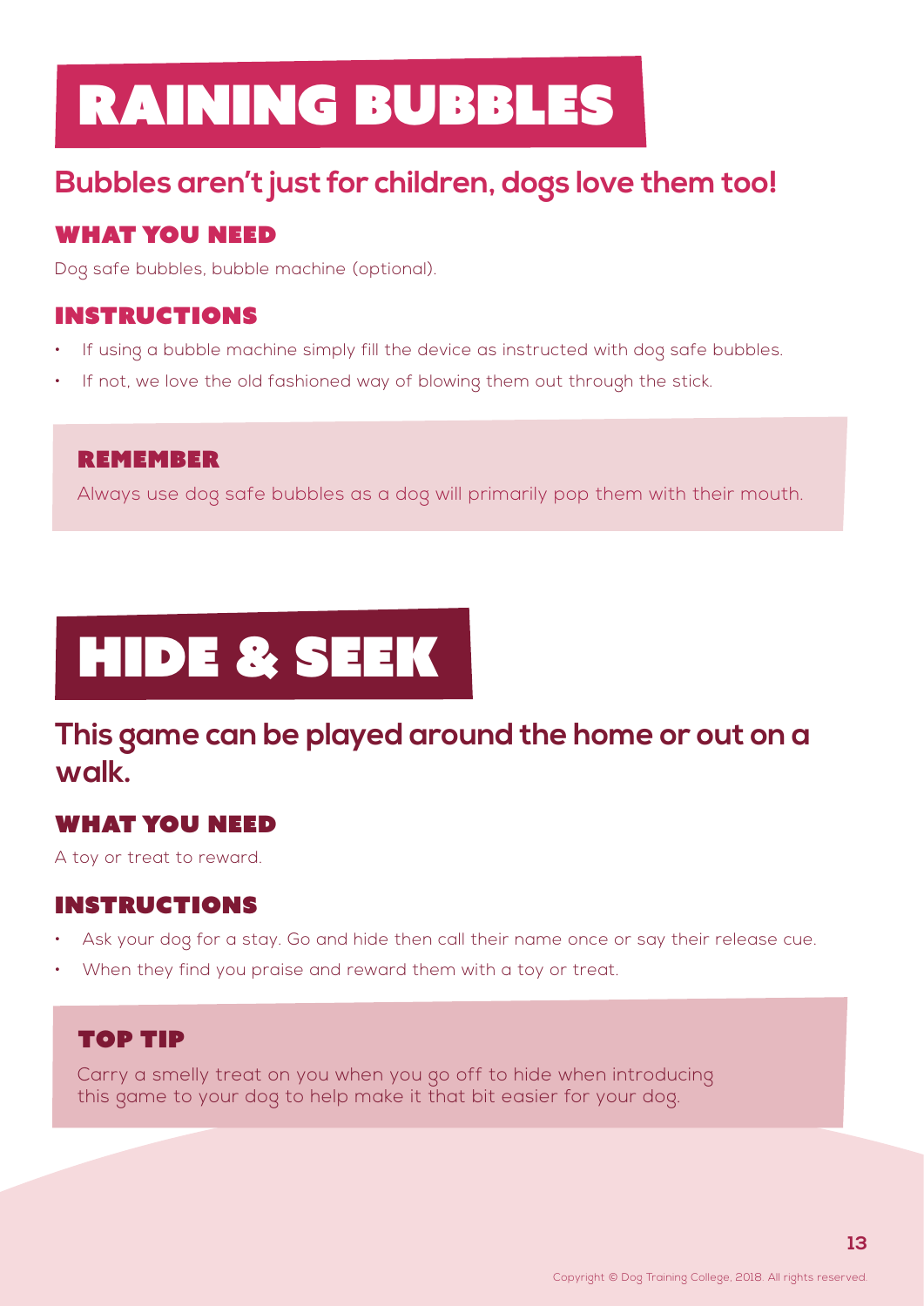# RAINING BUBBLES

## Bubbles aren't just for children, dogs love them too!

### WHAT YOU NEED

Dog safe bubbles, bubble machine (optional).

### INSTRUCTIONS

- If using a bubble machine simply fill the device as instructed with dog safe bubbles.
- If not, we love the old fashioned way of blowing them out through the stick.

### REMEMBER

Always use dog safe bubbles as a dog will primarily pop them with their mouth.

# HIDE & SEEK

## This game can be played around the home or out on a walk.

### WHAT YOU NEED

A toy or treat to reward.

### INSTRUCTIONS

- Ask your dog for a stay. Go and hide then call their name once or say their release cue.
- When they find you praise and reward them with a toy or treat.

### TOP TIP

Carry a smelly treat on you when you go off to hide when introducing this game to your dog to help make it that bit easier for your dog.

Copyright © Dog Training College, 2018. All rights reserved.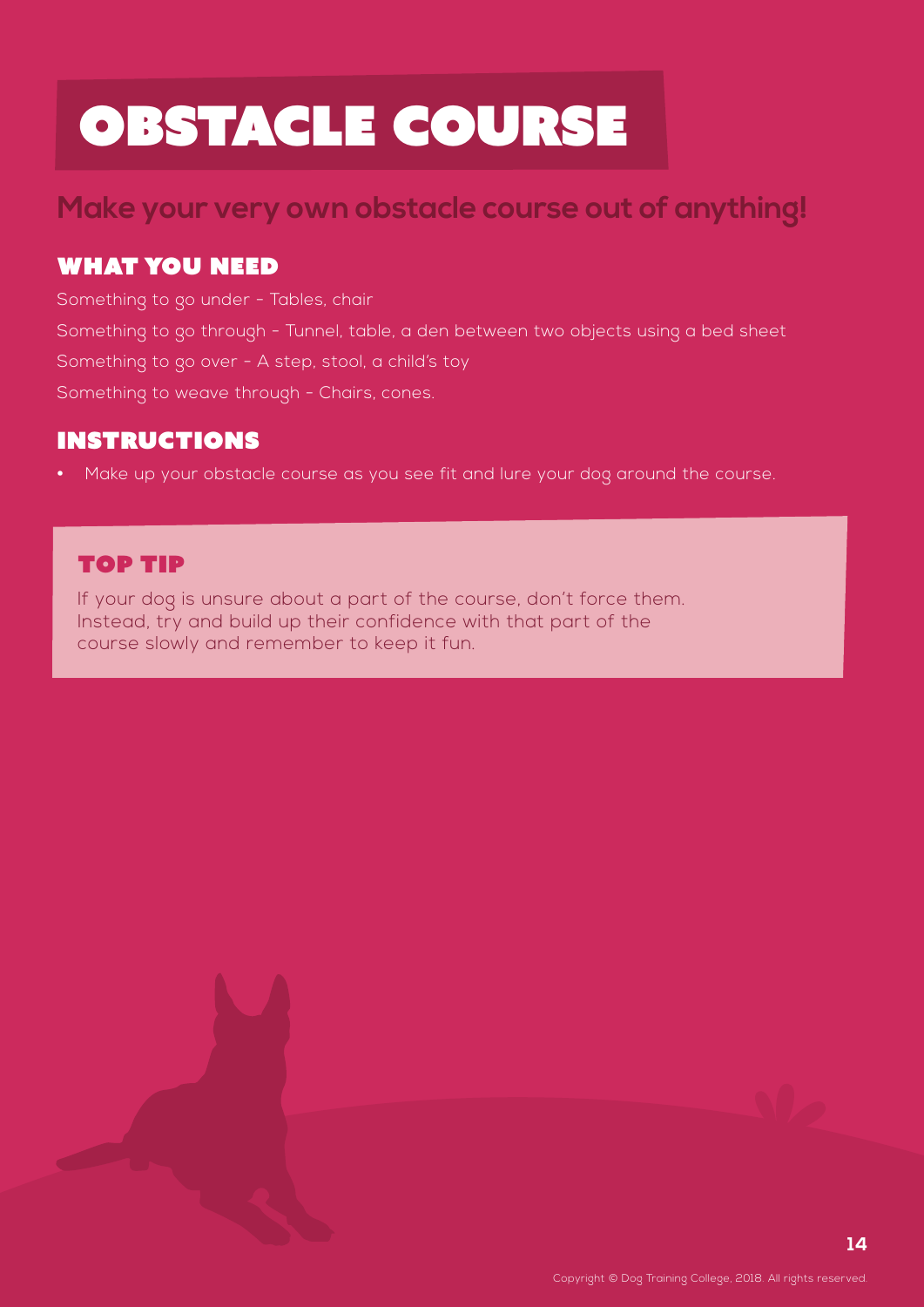# OBSTACLE COURSE

## Make your very own obstacle course out of anything!

### WHAT YOU NEED

Something to go under - Tables, chair

Something to go through - Tunnel, table, a den between two objects using a bed sheet

Something to go over - A step, stool, a child's toy

Something to weave through - Chairs, cones.

### INSTRUCTIONS

- Make up your obstacle course as you see fit and lure your dog around the course.

### TOP TIP

If your dog is unsure about a part of the course, don't force them. Instead, try and build up their confidence with that part of the course slowly and remember to keep it fun.

Copyright © Dog Training College, 2018. All rights reserved.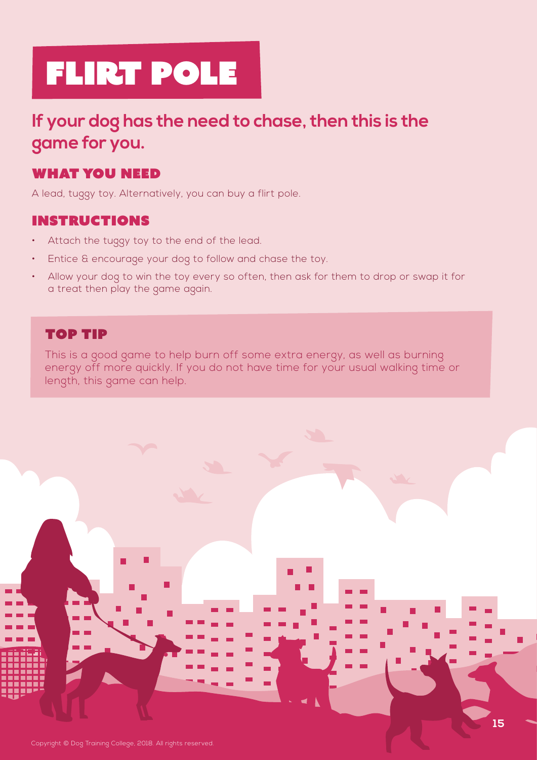# FLIRT POLE

## If your dog has the need to chase, then this is the game for you.

### WHAT YOU NEED

A lead, tuggy toy. Alternatively, you can buy a flirt pole.

### INSTRUCTIONS

- Attach the tuggy toy to the end of the lead.
- Entice & encourage your dog to follow and chase the toy.
- Allow your dog to win the toy every so often, then ask for them to drop or swap it for a treat then play the game again.

### TOP TIP

This is a good game to help burn off some extra energy, as well as burning energy off more quickly. If you do not have time for your usual walking time or length, this game can help.

Copyright © Dog Training College, 2018. All rights reserved.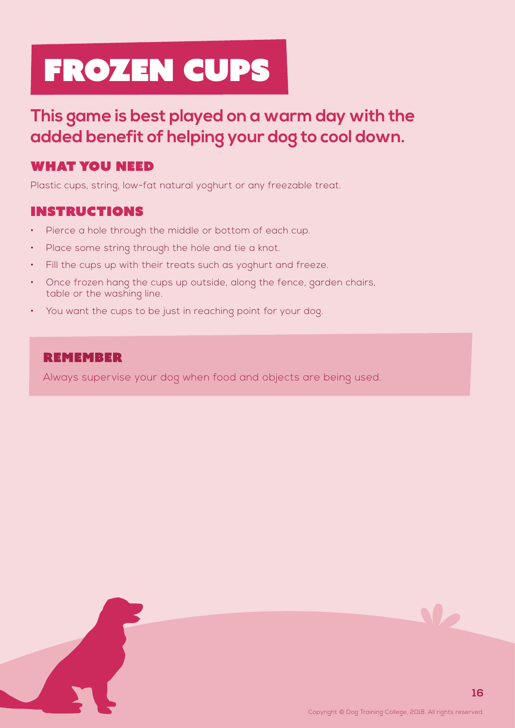# FROZEN CUPS

**This game is best played on a warm day with the added benefit of helping your dog to cool down.**

## WHAT YOU NEED

Plastic cups, string, low-fat natural yoghurt or any freezable treat.

## INSTRUCTIONS

- Pierce a hole through the middle or bottom of each cup.
- Place some string through the hole and tie a knot.
- Fill the cups up with their treats such as yoghurt and freeze.
- Once frozen hang the cups up outside, along the fence, garden chairs, table or the washing line.
- You want the cups to be just in reaching point for your dog.

## REMEMBER

Always supervise your dog when food and objects are being used.

Copyright © Dog Training College, 2018. All rights reserved.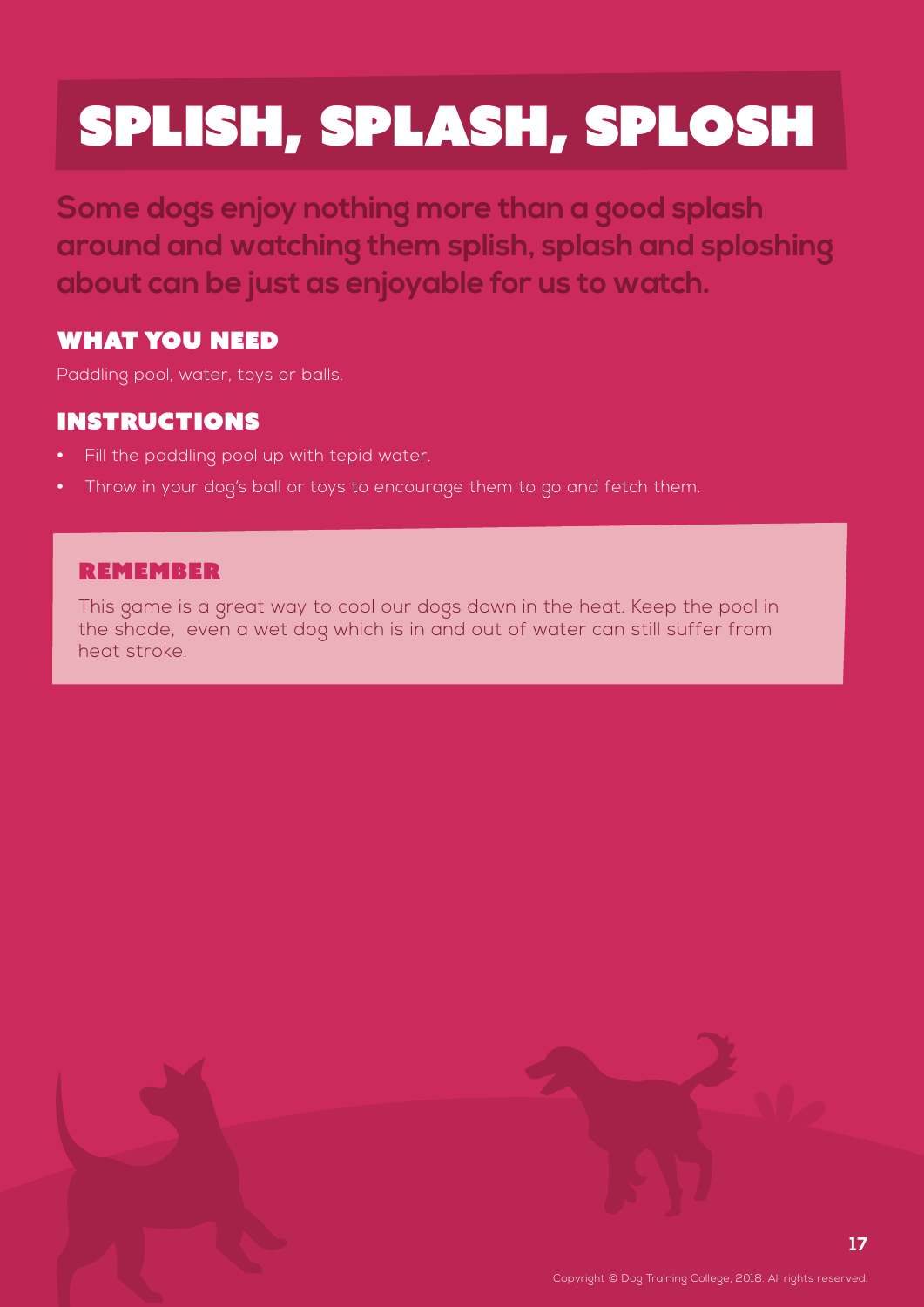# SPLISH, SPLASH, SPLOSH

**Some dogs enjoy nothing more than a good splash around and watching them splish, splash and sploshing about can be just as enjoyable for us to watch.**

## WHAT YOU NEED

Paddling pool, water, toys or balls.

## INSTRUCTIONS

- Fill the paddling pool up with tepid water.
- Throw in your dog's ball or toys to encourage them to go and fetch them.

### REMEMBER

This game is a great way to cool our dogs down in the heat. Keep the pool in the shade, even a wet dog which is in and out of water can still suffer from heat stroke.

Copyright © Dog Training College, 2018. All rights reserved.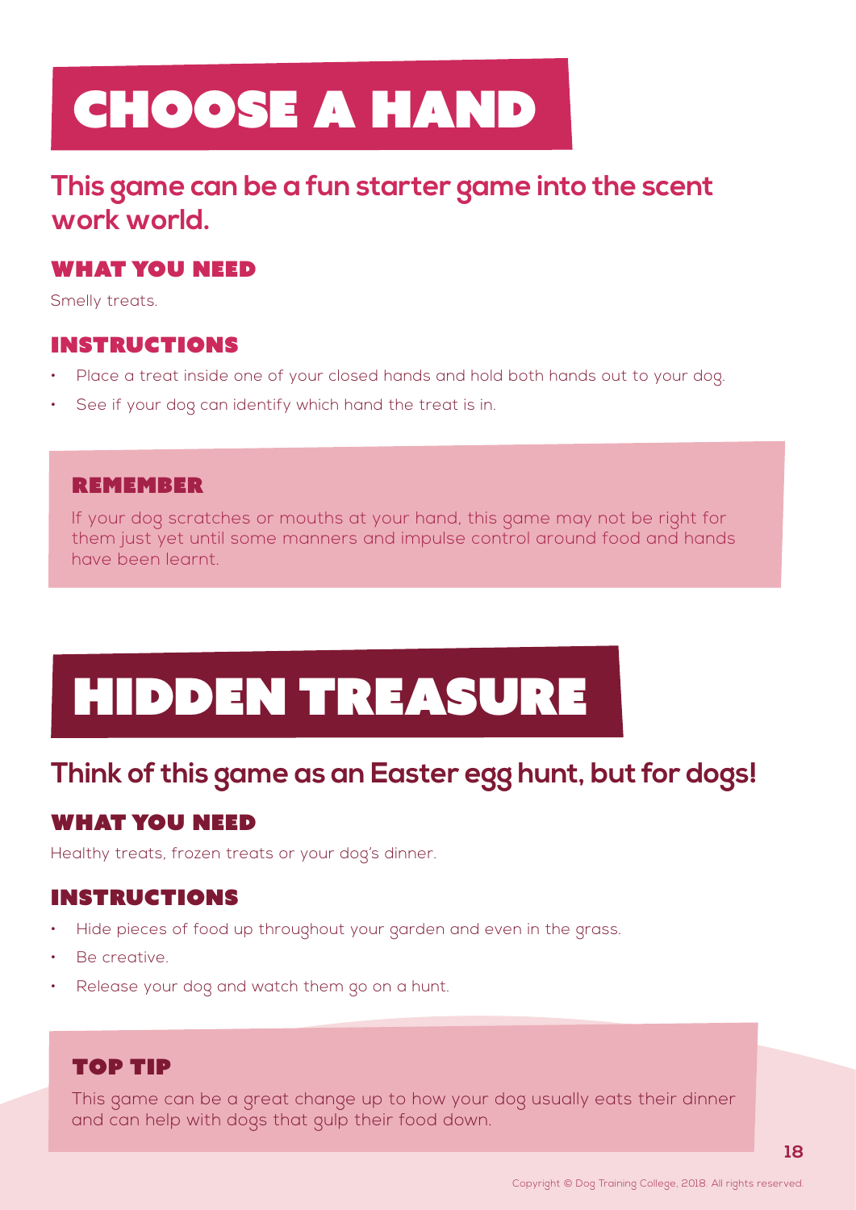# CHOOSE A HAND

## This game can be a fun starter game into the scent work world.

### WHAT YOU NEED

Smelly treats.

### INSTRUCTIONS

- Place a treat inside one of your closed hands and hold both hands out to your dog.
- See if your dog can identify which hand the treat is in.

### REMEMBER

If your dog scratches or mouths at your hand, this game may not be right for them just yet until some manners and impulse control around food and hands have been learnt.

# HIDDEN TREASURE

## Think of this game as an Easter egg hunt, but for dogs!

### WHAT YOU NEED

Healthy treats, frozen treats or your dog's dinner.

### INSTRUCTIONS

- Hide pieces of food up throughout your garden and even in the grass.
- Be creative.
- Release your dog and watch them go on a hunt.

### TOP TIP

This game can be a great change up to how your dog usually eats their dinner and can help with dogs that gulp their food down.

Copyright © Dog Training College, 2018. All rights reserved.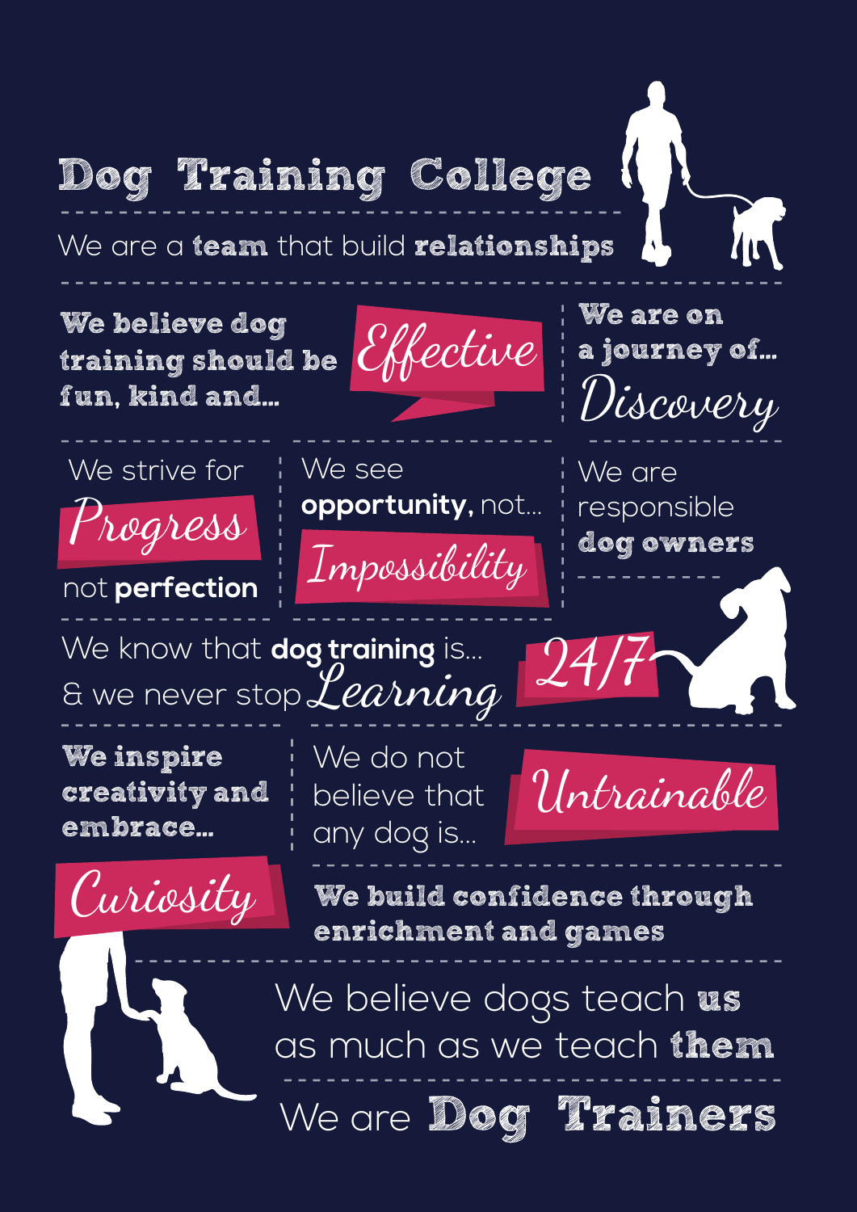# Dog Training College

We are a **team** that build **relationships**

**We believe dog training should be fun, kind and...** *Effective*

**We are on a journey of...** *Discovery*

We strive for *Progress* not **perfection**

We see **opportunity,** not... *Impossibility*

We are responsible **dog owners**

We know that **dog training** is... *24/7*
& we never stop *Learning*

**We inspire creativity and embrace...** *Curiosity*

We do not believe that any dog is... *Untrainable*

**We build confidence through enrichment and games**

We believe dogs teach **us** as much as we teach **them**

We are **Dog Trainers**